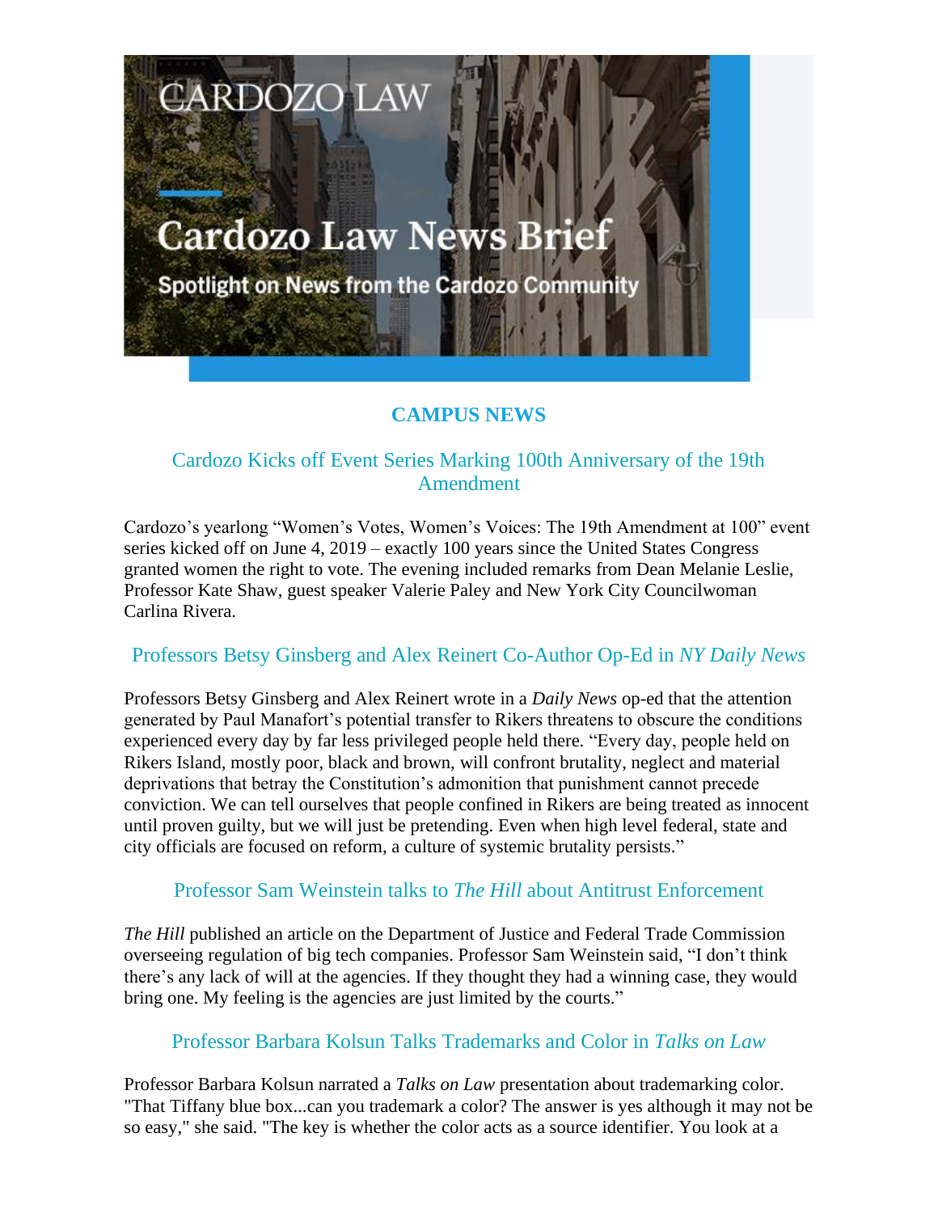# Cardozo Law News Brief

Spotlight on News from the Cardozo Community

## CAMPUS NEWS

### Cardozo Kicks off Event Series Marking 100th Anniversary of the 19th Amendment

Cardozo's yearlong "Women's Votes, Women's Voices: The 19th Amendment at 100" event series kicked off on June 4, 2019 – exactly 100 years since the United States Congress granted women the right to vote. The evening included remarks from Dean Melanie Leslie, Professor Kate Shaw, guest speaker Valerie Paley and New York City Councilwoman Carlina Rivera.

### Professors Betsy Ginsberg and Alex Reinert Co-Author Op-Ed in *NY Daily News*

Professors Betsy Ginsberg and Alex Reinert wrote in a *Daily News* op-ed that the attention generated by Paul Manafort's potential transfer to Rikers threatens to obscure the conditions experienced every day by far less privileged people held there. "Every day, people held on Rikers Island, mostly poor, black and brown, will confront brutality, neglect and material deprivations that betray the Constitution's admonition that punishment cannot precede conviction. We can tell ourselves that people confined in Rikers are being treated as innocent until proven guilty, but we will just be pretending. Even when high level federal, state and city officials are focused on reform, a culture of systemic brutality persists."

### Professor Sam Weinstein talks to *The Hill* about Antitrust Enforcement

*The Hill* published an article on the Department of Justice and Federal Trade Commission overseeing regulation of big tech companies. Professor Sam Weinstein said, "I don't think there's any lack of will at the agencies. If they thought they had a winning case, they would bring one. My feeling is the agencies are just limited by the courts."

### Professor Barbara Kolsun Talks Trademarks and Color in *Talks on Law*

Professor Barbara Kolsun narrated a *Talks on Law* presentation about trademarking color. "That Tiffany blue box...can you trademark a color? The answer is yes although it may not be so easy," she said. "The key is whether the color acts as a source identifier. You look at a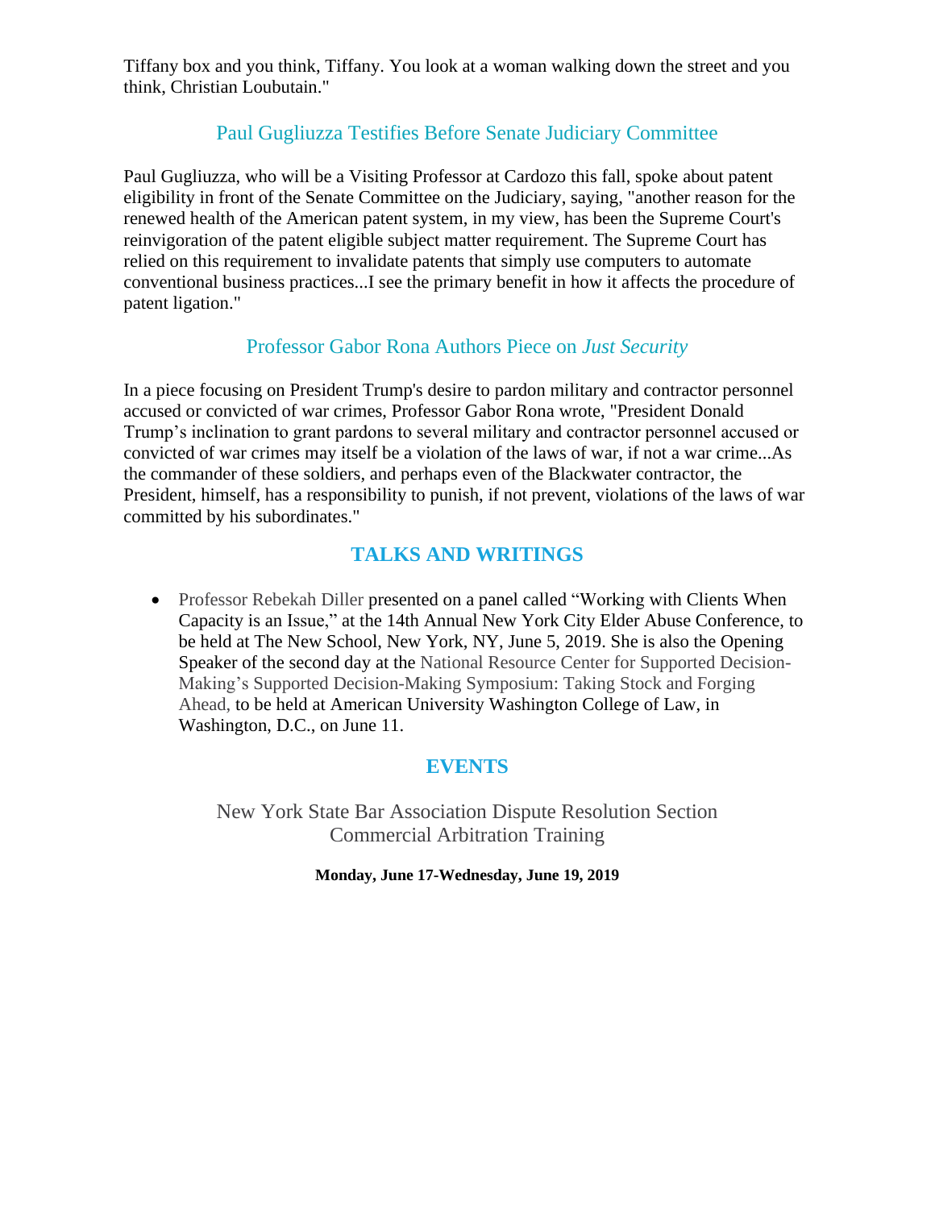Tiffany box and you think, Tiffany. You look at a woman walking down the street and you think, Christian Loubutain."

## Paul Gugliuzza Testifies Before Senate Judiciary Committee

Paul Gugliuzza, who will be a Visiting Professor at Cardozo this fall, spoke about patent eligibility in front of the Senate Committee on the Judiciary, saying, "another reason for the renewed health of the American patent system, in my view, has been the Supreme Court's reinvigoration of the patent eligible subject matter requirement. The Supreme Court has relied on this requirement to invalidate patents that simply use computers to automate conventional business practices...I see the primary benefit in how it affects the procedure of patent ligation."

## Professor Gabor Rona Authors Piece on *Just Security*

In a piece focusing on President Trump's desire to pardon military and contractor personnel accused or convicted of war crimes, Professor Gabor Rona wrote, "President Donald Trump's inclination to grant pardons to several military and contractor personnel accused or convicted of war crimes may itself be a violation of the laws of war, if not a war crime...As the commander of these soldiers, and perhaps even of the Blackwater contractor, the President, himself, has a responsibility to punish, if not prevent, violations of the laws of war committed by his subordinates."

## TALKS AND WRITINGS

- Professor Rebekah Diller presented on a panel called "Working with Clients When Capacity is an Issue," at the 14th Annual New York City Elder Abuse Conference, to be held at The New School, New York, NY, June 5, 2019. She is also the Opening Speaker of the second day at the National Resource Center for Supported Decision-Making's Supported Decision-Making Symposium: Taking Stock and Forging Ahead, to be held at American University Washington College of Law, in Washington, D.C., on June 11.

## EVENTS

### New York State Bar Association Dispute Resolution Section Commercial Arbitration Training

**Monday, June 17-Wednesday, June 19, 2019**